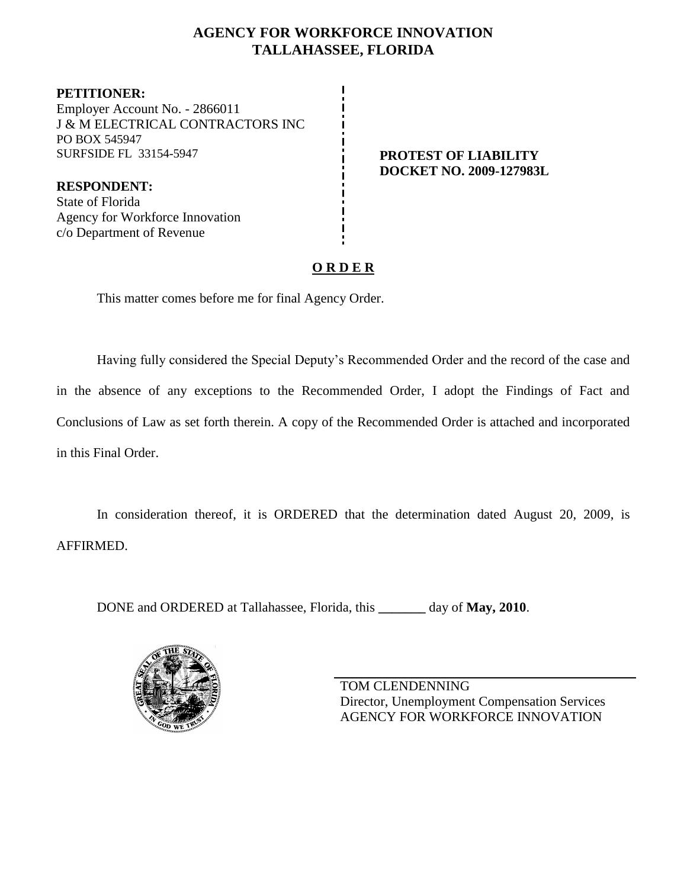# AGENCY FOR WORKFORCE INNOVATION
## TALLAHASSEE, FLORIDA

**PETITIONER:**
Employer Account No. - 2866011
J & M ELECTRICAL CONTRACTORS INC
PO BOX 545947
SURFSIDE FL 33154-5947

**RESPONDENT:**
State of Florida
Agency for Workforce Innovation
c/o Department of Revenue

**PROTEST OF LIABILITY**
**DOCKET NO. 2009-127983L**

**O R D E R**

This matter comes before me for final Agency Order.

Having fully considered the Special Deputy's Recommended Order and the record of the case and in the absence of any exceptions to the Recommended Order, I adopt the Findings of Fact and Conclusions of Law as set forth therein. A copy of the Recommended Order is attached and incorporated in this Final Order.

In consideration thereof, it is ORDERED that the determination dated August 20, 2009, is AFFIRMED.

DONE and ORDERED at Tallahassee, Florida, this _______ day of **May, 2010**.

TOM CLENDENNING
Director, Unemployment Compensation Services
AGENCY FOR WORKFORCE INNOVATION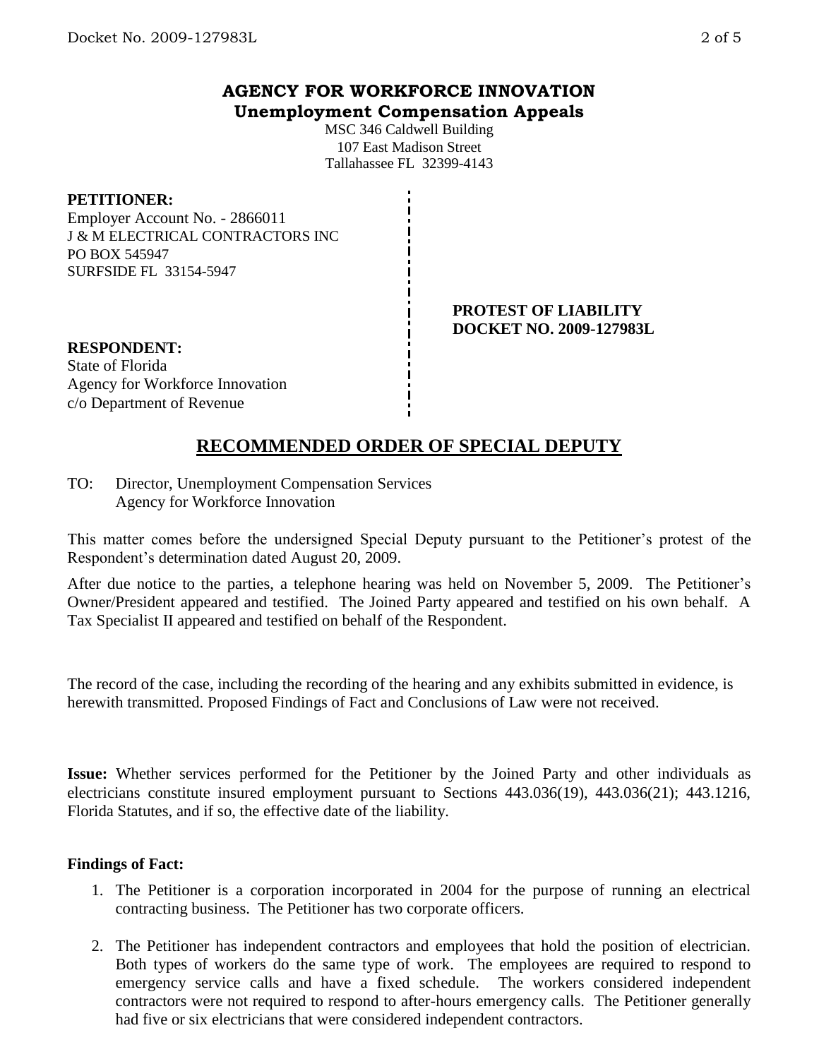# AGENCY FOR WORKFORCE INNOVATION
## Unemployment Compensation Appeals

MSC 346 Caldwell Building
107 East Madison Street
Tallahassee FL 32399-4143

**PETITIONER:**
Employer Account No. - 2866011
J & M ELECTRICAL CONTRACTORS INC
PO BOX 545947
SURFSIDE FL 33154-5947

**PROTEST OF LIABILITY**
**DOCKET NO. 2009-127983L**

**RESPONDENT:**
State of Florida
Agency for Workforce Innovation
c/o Department of Revenue

## RECOMMENDED ORDER OF SPECIAL DEPUTY

TO: Director, Unemployment Compensation Services
Agency for Workforce Innovation

This matter comes before the undersigned Special Deputy pursuant to the Petitioner's protest of the Respondent's determination dated August 20, 2009.

After due notice to the parties, a telephone hearing was held on November 5, 2009. The Petitioner's Owner/President appeared and testified. The Joined Party appeared and testified on his own behalf. A Tax Specialist II appeared and testified on behalf of the Respondent.

The record of the case, including the recording of the hearing and any exhibits submitted in evidence, is herewith transmitted. Proposed Findings of Fact and Conclusions of Law were not received.

**Issue:** Whether services performed for the Petitioner by the Joined Party and other individuals as electricians constitute insured employment pursuant to Sections 443.036(19), 443.036(21); 443.1216, Florida Statutes, and if so, the effective date of the liability.

**Findings of Fact:**

1. The Petitioner is a corporation incorporated in 2004 for the purpose of running an electrical contracting business. The Petitioner has two corporate officers.

2. The Petitioner has independent contractors and employees that hold the position of electrician. Both types of workers do the same type of work. The employees are required to respond to emergency service calls and have a fixed schedule. The workers considered independent contractors were not required to respond to after-hours emergency calls. The Petitioner generally had five or six electricians that were considered independent contractors.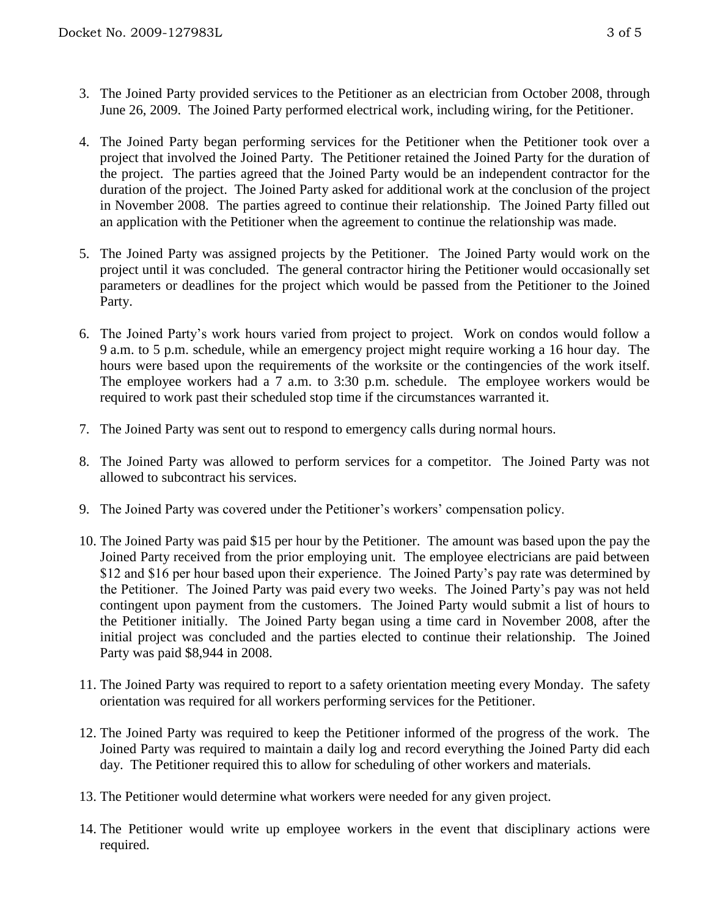3. The Joined Party provided services to the Petitioner as an electrician from October 2008, through June 26, 2009. The Joined Party performed electrical work, including wiring, for the Petitioner.

4. The Joined Party began performing services for the Petitioner when the Petitioner took over a project that involved the Joined Party. The Petitioner retained the Joined Party for the duration of the project. The parties agreed that the Joined Party would be an independent contractor for the duration of the project. The Joined Party asked for additional work at the conclusion of the project in November 2008. The parties agreed to continue their relationship. The Joined Party filled out an application with the Petitioner when the agreement to continue the relationship was made.

5. The Joined Party was assigned projects by the Petitioner. The Joined Party would work on the project until it was concluded. The general contractor hiring the Petitioner would occasionally set parameters or deadlines for the project which would be passed from the Petitioner to the Joined Party.

6. The Joined Party's work hours varied from project to project. Work on condos would follow a 9 a.m. to 5 p.m. schedule, while an emergency project might require working a 16 hour day. The hours were based upon the requirements of the worksite or the contingencies of the work itself. The employee workers had a 7 a.m. to 3:30 p.m. schedule. The employee workers would be required to work past their scheduled stop time if the circumstances warranted it.

7. The Joined Party was sent out to respond to emergency calls during normal hours.

8. The Joined Party was allowed to perform services for a competitor. The Joined Party was not allowed to subcontract his services.

9. The Joined Party was covered under the Petitioner's workers' compensation policy.

10. The Joined Party was paid $15 per hour by the Petitioner. The amount was based upon the pay the Joined Party received from the prior employing unit. The employee electricians are paid between $12 and $16 per hour based upon their experience. The Joined Party's pay rate was determined by the Petitioner. The Joined Party was paid every two weeks. The Joined Party's pay was not held contingent upon payment from the customers. The Joined Party would submit a list of hours to the Petitioner initially. The Joined Party began using a time card in November 2008, after the initial project was concluded and the parties elected to continue their relationship. The Joined Party was paid $8,944 in 2008.

11. The Joined Party was required to report to a safety orientation meeting every Monday. The safety orientation was required for all workers performing services for the Petitioner.

12. The Joined Party was required to keep the Petitioner informed of the progress of the work. The Joined Party was required to maintain a daily log and record everything the Joined Party did each day. The Petitioner required this to allow for scheduling of other workers and materials.

13. The Petitioner would determine what workers were needed for any given project.

14. The Petitioner would write up employee workers in the event that disciplinary actions were required.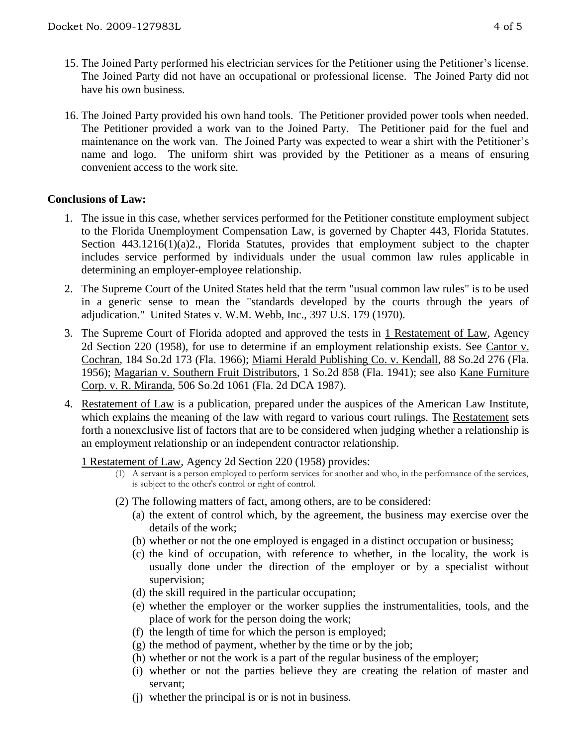15. The Joined Party performed his electrician services for the Petitioner using the Petitioner's license. The Joined Party did not have an occupational or professional license. The Joined Party did not have his own business.

16. The Joined Party provided his own hand tools. The Petitioner provided power tools when needed. The Petitioner provided a work van to the Joined Party. The Petitioner paid for the fuel and maintenance on the work van. The Joined Party was expected to wear a shirt with the Petitioner's name and logo. The uniform shirt was provided by the Petitioner as a means of ensuring convenient access to the work site.

**Conclusions of Law:**

1. The issue in this case, whether services performed for the Petitioner constitute employment subject to the Florida Unemployment Compensation Law, is governed by Chapter 443, Florida Statutes. Section 443.1216(1)(a)2., Florida Statutes, provides that employment subject to the chapter includes service performed by individuals under the usual common law rules applicable in determining an employer-employee relationship.

2. The Supreme Court of the United States held that the term "usual common law rules" is to be used in a generic sense to mean the "standards developed by the courts through the years of adjudication." United States v. W.M. Webb, Inc., 397 U.S. 179 (1970).

3. The Supreme Court of Florida adopted and approved the tests in 1 Restatement of Law, Agency 2d Section 220 (1958), for use to determine if an employment relationship exists. See Cantor v. Cochran, 184 So.2d 173 (Fla. 1966); Miami Herald Publishing Co. v. Kendall, 88 So.2d 276 (Fla. 1956); Magarian v. Southern Fruit Distributors, 1 So.2d 858 (Fla. 1941); see also Kane Furniture Corp. v. R. Miranda, 506 So.2d 1061 (Fla. 2d DCA 1987).

4. Restatement of Law is a publication, prepared under the auspices of the American Law Institute, which explains the meaning of the law with regard to various court rulings. The Restatement sets forth a nonexclusive list of factors that are to be considered when judging whether a relationship is an employment relationship or an independent contractor relationship.

   1 Restatement of Law, Agency 2d Section 220 (1958) provides:

   (1) A servant is a person employed to perform services for another and who, in the performance of the services, is subject to the other's control or right of control.

   (2) The following matters of fact, among others, are to be considered:
      (a) the extent of control which, by the agreement, the business may exercise over the details of the work;
      (b) whether or not the one employed is engaged in a distinct occupation or business;
      (c) the kind of occupation, with reference to whether, in the locality, the work is usually done under the direction of the employer or by a specialist without supervision;
      (d) the skill required in the particular occupation;
      (e) whether the employer or the worker supplies the instrumentalities, tools, and the place of work for the person doing the work;
      (f) the length of time for which the person is employed;
      (g) the method of payment, whether by the time or by the job;
      (h) whether or not the work is a part of the regular business of the employer;
      (i) whether or not the parties believe they are creating the relation of master and servant;
      (j) whether the principal is or is not in business.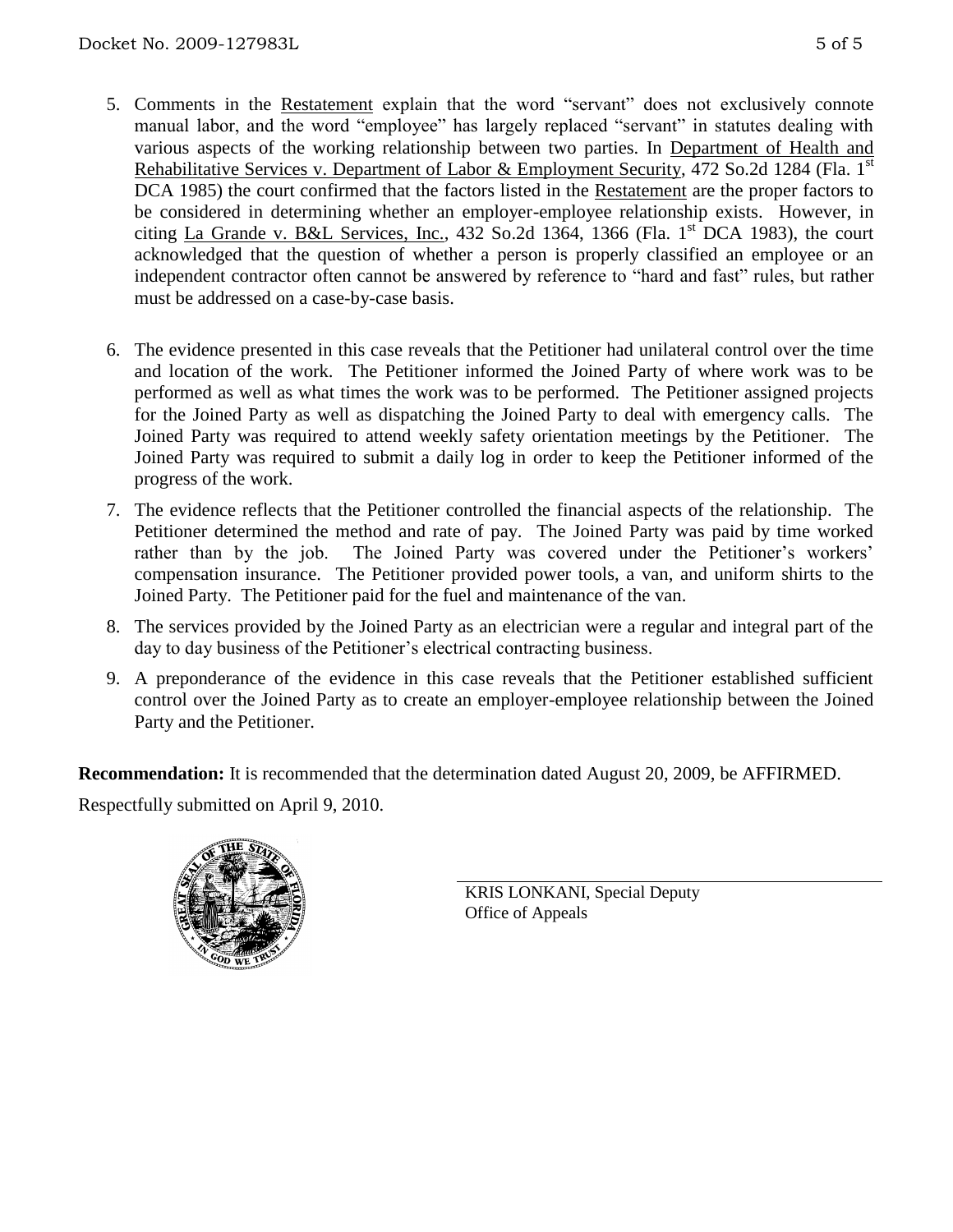5. Comments in the Restatement explain that the word "servant" does not exclusively connote manual labor, and the word "employee" has largely replaced "servant" in statutes dealing with various aspects of the working relationship between two parties. In Department of Health and Rehabilitative Services v. Department of Labor & Employment Security, 472 So.2d 1284 (Fla. 1st DCA 1985) the court confirmed that the factors listed in the Restatement are the proper factors to be considered in determining whether an employer-employee relationship exists. However, in citing La Grande v. B&L Services, Inc., 432 So.2d 1364, 1366 (Fla. 1st DCA 1983), the court acknowledged that the question of whether a person is properly classified an employee or an independent contractor often cannot be answered by reference to "hard and fast" rules, but rather must be addressed on a case-by-case basis.

6. The evidence presented in this case reveals that the Petitioner had unilateral control over the time and location of the work. The Petitioner informed the Joined Party of where work was to be performed as well as what times the work was to be performed. The Petitioner assigned projects for the Joined Party as well as dispatching the Joined Party to deal with emergency calls. The Joined Party was required to attend weekly safety orientation meetings by the Petitioner. The Joined Party was required to submit a daily log in order to keep the Petitioner informed of the progress of the work.

7. The evidence reflects that the Petitioner controlled the financial aspects of the relationship. The Petitioner determined the method and rate of pay. The Joined Party was paid by time worked rather than by the job. The Joined Party was covered under the Petitioner's workers' compensation insurance. The Petitioner provided power tools, a van, and uniform shirts to the Joined Party. The Petitioner paid for the fuel and maintenance of the van.

8. The services provided by the Joined Party as an electrician were a regular and integral part of the day to day business of the Petitioner's electrical contracting business.

9. A preponderance of the evidence in this case reveals that the Petitioner established sufficient control over the Joined Party as to create an employer-employee relationship between the Joined Party and the Petitioner.

**Recommendation:** It is recommended that the determination dated August 20, 2009, be AFFIRMED.

Respectfully submitted on April 9, 2010.

KRIS LONKANI, Special Deputy
Office of Appeals